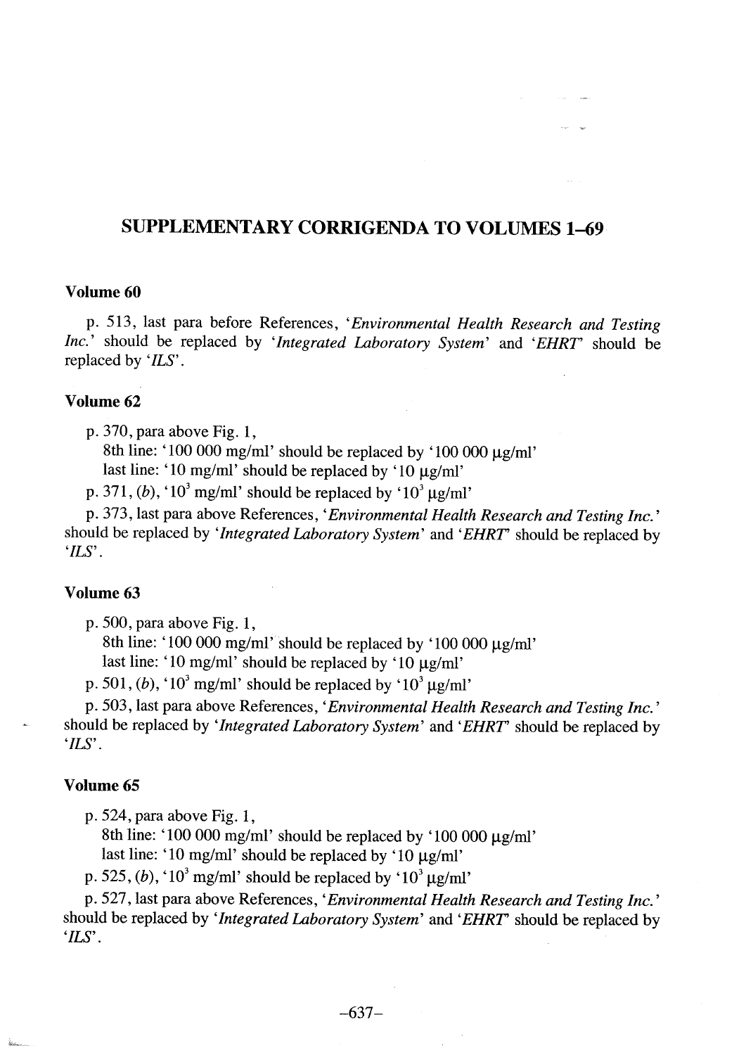# SUPPLEMENTARY CORRIGENDA TO VOLUMES 1–69

## Volume 60

p. 513, last para before References, '*Environmental Health Research and Testing Inc.*' should be replaced by '*Integrated Laboratory System*' and '*EHRT*' should be replaced by '*ILS*'.

## Volume 62

p. 370, para above Fig. 1,

8th line: '100 000 mg/ml' should be replaced by '100 000 μg/ml'

last line: '10 mg/ml' should be replaced by '10 μg/ml'

p. 371, (*b*), '$10^3$ mg/ml' should be replaced by '$10^3$ μg/ml'

p. 373, last para above References, '*Environmental Health Research and Testing Inc.*' should be replaced by '*Integrated Laboratory System*' and '*EHRT*' should be replaced by '*ILS*'.

## Volume 63

p. 500, para above Fig. 1,

8th line: '100 000 mg/ml' should be replaced by '100 000 μg/ml'

last line: '10 mg/ml' should be replaced by '10 μg/ml'

p. 501, (*b*), '$10^3$ mg/ml' should be replaced by '$10^3$ μg/ml'

p. 503, last para above References, '*Environmental Health Research and Testing Inc.*' should be replaced by '*Integrated Laboratory System*' and '*EHRT*' should be replaced by '*ILS*'.

## Volume 65

p. 524, para above Fig. 1,

8th line: '100 000 mg/ml' should be replaced by '100 000 μg/ml'

last line: '10 mg/ml' should be replaced by '10 μg/ml'

p. 525, (*b*), '$10^3$ mg/ml' should be replaced by '$10^3$ μg/ml'

p. 527, last para above References, '*Environmental Health Research and Testing Inc.*' should be replaced by '*Integrated Laboratory System*' and '*EHRT*' should be replaced by '*ILS*'.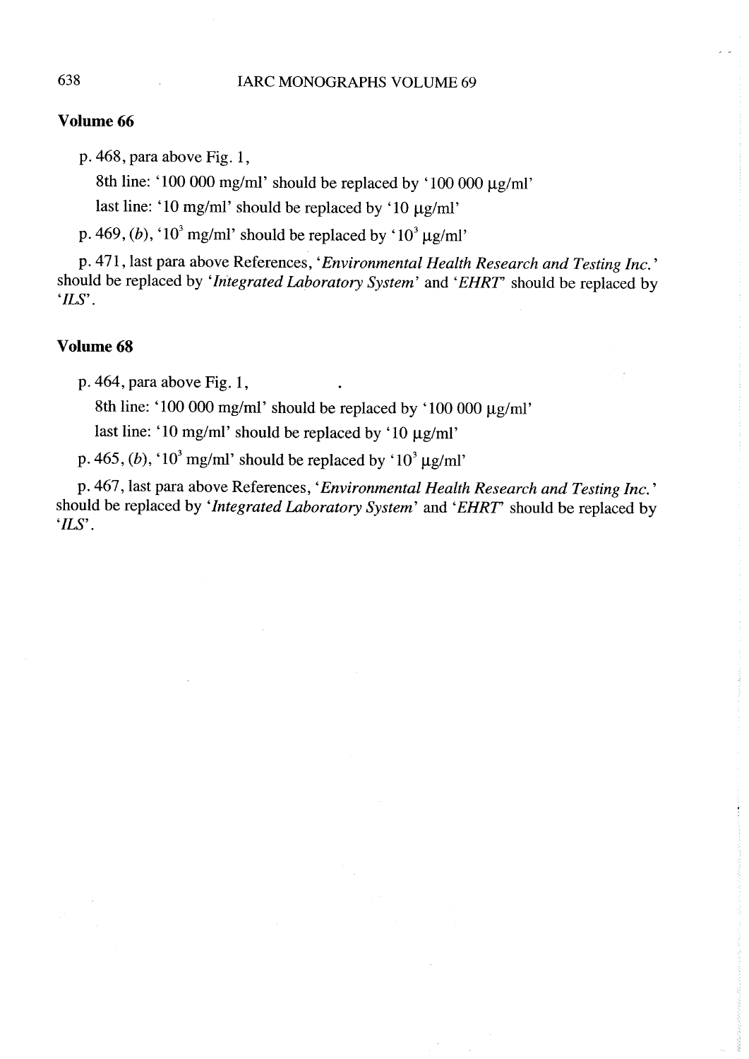## Volume 66

p. 468, para above Fig. 1,

8th line: '100 000 mg/ml' should be replaced by '100 000 μg/ml'

last line: '10 mg/ml' should be replaced by '10 μg/ml'

p. 469, (*b*), '$10^3$ mg/ml' should be replaced by '$10^3$ μg/ml'

p. 471, last para above References, '*Environmental Health Research and Testing Inc.*' should be replaced by '*Integrated Laboratory System*' and '*EHRT*' should be replaced by '*ILS*'.

## Volume 68

p. 464, para above Fig. 1,

8th line: '100 000 mg/ml' should be replaced by '100 000 μg/ml'

last line: '10 mg/ml' should be replaced by '10 μg/ml'

p. 465, (*b*), '$10^3$ mg/ml' should be replaced by '$10^3$ μg/ml'

p. 467, last para above References, '*Environmental Health Research and Testing Inc.*' should be replaced by '*Integrated Laboratory System*' and '*EHRT*' should be replaced by '*ILS*'.